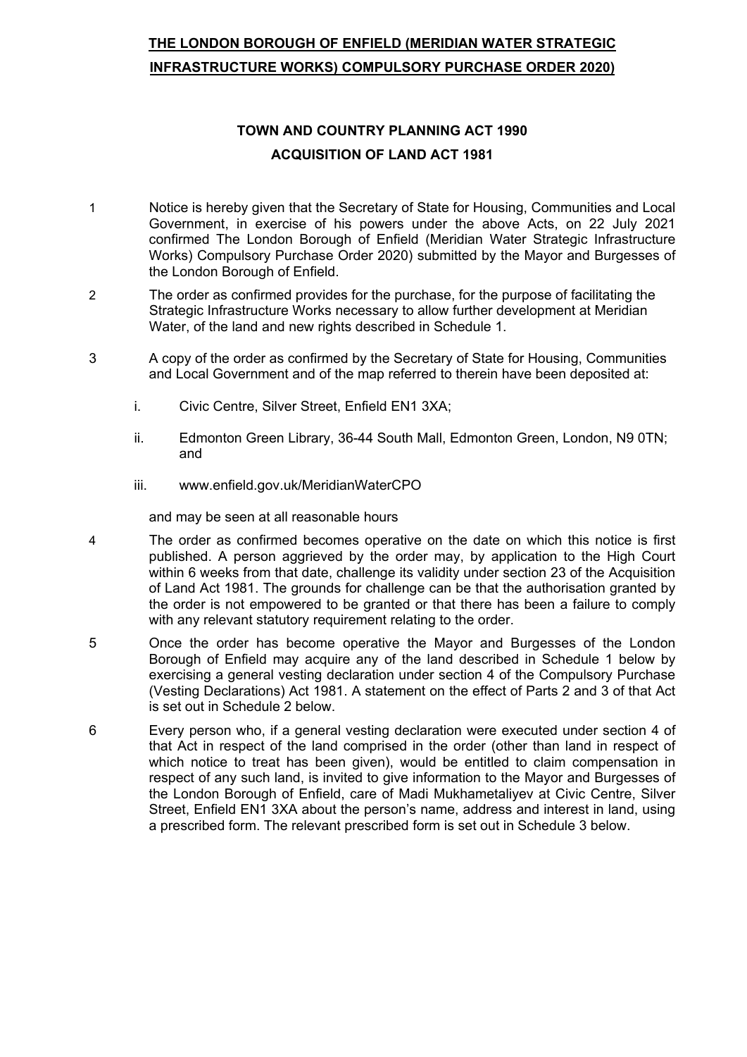# **THE LONDON BOROUGH OF ENFIELD (MERIDIAN WATER STRATEGIC INFRASTRUCTURE WORKS) COMPULSORY PURCHASE ORDER 2020)**

## TOWN AND COUNTRY PLANNING ACT 1990
## ACQUISITION OF LAND ACT 1981

1. Notice is hereby given that the Secretary of State for Housing, Communities and Local Government, in exercise of his powers under the above Acts, on 22 July 2021 confirmed The London Borough of Enfield (Meridian Water Strategic Infrastructure Works) Compulsory Purchase Order 2020) submitted by the Mayor and Burgesses of the London Borough of Enfield.

2. The order as confirmed provides for the purchase, for the purpose of facilitating the Strategic Infrastructure Works necessary to allow further development at Meridian Water, of the land and new rights described in Schedule 1.

3. A copy of the order as confirmed by the Secretary of State for Housing, Communities and Local Government and of the map referred to therein have been deposited at:

   i. Civic Centre, Silver Street, Enfield EN1 3XA;

   ii. Edmonton Green Library, 36-44 South Mall, Edmonton Green, London, N9 0TN; and

   iii. www.enfield.gov.uk/MeridianWaterCPO

   and may be seen at all reasonable hours

4. The order as confirmed becomes operative on the date on which this notice is first published. A person aggrieved by the order may, by application to the High Court within 6 weeks from that date, challenge its validity under section 23 of the Acquisition of Land Act 1981. The grounds for challenge can be that the authorisation granted by the order is not empowered to be granted or that there has been a failure to comply with any relevant statutory requirement relating to the order.

5. Once the order has become operative the Mayor and Burgesses of the London Borough of Enfield may acquire any of the land described in Schedule 1 below by exercising a general vesting declaration under section 4 of the Compulsory Purchase (Vesting Declarations) Act 1981. A statement on the effect of Parts 2 and 3 of that Act is set out in Schedule 2 below.

6. Every person who, if a general vesting declaration were executed under section 4 of that Act in respect of the land comprised in the order (other than land in respect of which notice to treat has been given), would be entitled to claim compensation in respect of any such land, is invited to give information to the Mayor and Burgesses of the London Borough of Enfield, care of Madi Mukhametaliyev at Civic Centre, Silver Street, Enfield EN1 3XA about the person's name, address and interest in land, using a prescribed form. The relevant prescribed form is set out in Schedule 3 below.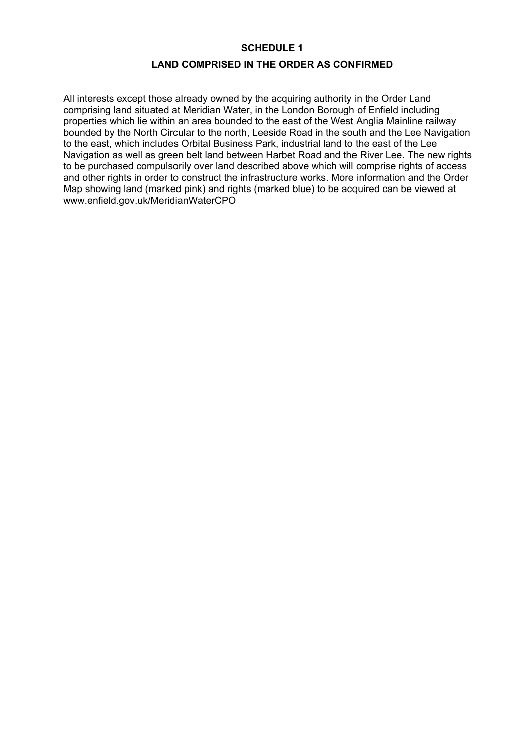## SCHEDULE 1

## LAND COMPRISED IN THE ORDER AS CONFIRMED

All interests except those already owned by the acquiring authority in the Order Land comprising land situated at Meridian Water, in the London Borough of Enfield including properties which lie within an area bounded to the east of the West Anglia Mainline railway bounded by the North Circular to the north, Leeside Road in the south and the Lee Navigation to the east, which includes Orbital Business Park, industrial land to the east of the Lee Navigation as well as green belt land between Harbet Road and the River Lee. The new rights to be purchased compulsorily over land described above which will comprise rights of access and other rights in order to construct the infrastructure works. More information and the Order Map showing land (marked pink) and rights (marked blue) to be acquired can be viewed at www.enfield.gov.uk/MeridianWaterCPO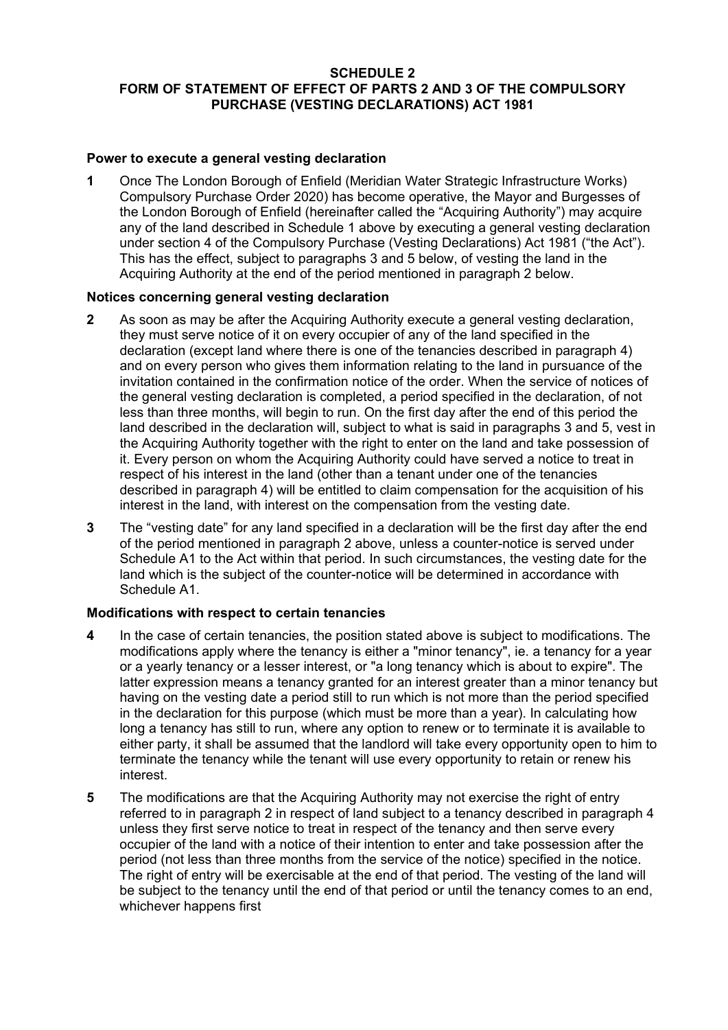**SCHEDULE 2**
**FORM OF STATEMENT OF EFFECT OF PARTS 2 AND 3 OF THE COMPULSORY PURCHASE (VESTING DECLARATIONS) ACT 1981**

**Power to execute a general vesting declaration**

**1** Once The London Borough of Enfield (Meridian Water Strategic Infrastructure Works) Compulsory Purchase Order 2020) has become operative, the Mayor and Burgesses of the London Borough of Enfield (hereinafter called the "Acquiring Authority") may acquire any of the land described in Schedule 1 above by executing a general vesting declaration under section 4 of the Compulsory Purchase (Vesting Declarations) Act 1981 ("the Act"). This has the effect, subject to paragraphs 3 and 5 below, of vesting the land in the Acquiring Authority at the end of the period mentioned in paragraph 2 below.

**Notices concerning general vesting declaration**

**2** As soon as may be after the Acquiring Authority execute a general vesting declaration, they must serve notice of it on every occupier of any of the land specified in the declaration (except land where there is one of the tenancies described in paragraph 4) and on every person who gives them information relating to the land in pursuance of the invitation contained in the confirmation notice of the order. When the service of notices of the general vesting declaration is completed, a period specified in the declaration, of not less than three months, will begin to run. On the first day after the end of this period the land described in the declaration will, subject to what is said in paragraphs 3 and 5, vest in the Acquiring Authority together with the right to enter on the land and take possession of it. Every person on whom the Acquiring Authority could have served a notice to treat in respect of his interest in the land (other than a tenant under one of the tenancies described in paragraph 4) will be entitled to claim compensation for the acquisition of his interest in the land, with interest on the compensation from the vesting date.

**3** The "vesting date" for any land specified in a declaration will be the first day after the end of the period mentioned in paragraph 2 above, unless a counter-notice is served under Schedule A1 to the Act within that period. In such circumstances, the vesting date for the land which is the subject of the counter-notice will be determined in accordance with Schedule A1.

**Modifications with respect to certain tenancies**

**4** In the case of certain tenancies, the position stated above is subject to modifications. The modifications apply where the tenancy is either a "minor tenancy", ie. a tenancy for a year or a yearly tenancy or a lesser interest, or "a long tenancy which is about to expire". The latter expression means a tenancy granted for an interest greater than a minor tenancy but having on the vesting date a period still to run which is not more than the period specified in the declaration for this purpose (which must be more than a year). In calculating how long a tenancy has still to run, where any option to renew or to terminate it is available to either party, it shall be assumed that the landlord will take every opportunity open to him to terminate the tenancy while the tenant will use every opportunity to retain or renew his interest.

**5** The modifications are that the Acquiring Authority may not exercise the right of entry referred to in paragraph 2 in respect of land subject to a tenancy described in paragraph 4 unless they first serve notice to treat in respect of the tenancy and then serve every occupier of the land with a notice of their intention to enter and take possession after the period (not less than three months from the service of the notice) specified in the notice. The right of entry will be exercisable at the end of that period. The vesting of the land will be subject to the tenancy until the end of that period or until the tenancy comes to an end, whichever happens first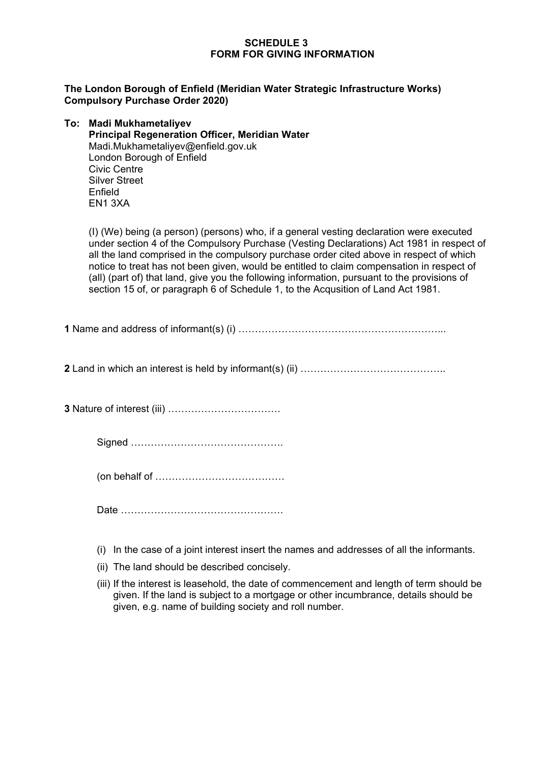**SCHEDULE 3**
**FORM FOR GIVING INFORMATION**

**The London Borough of Enfield (Meridian Water Strategic Infrastructure Works) Compulsory Purchase Order 2020)**

**To: Madi Mukhametaliyev**
**Principal Regeneration Officer, Meridian Water**
Madi.Mukhametaliyev@enfield.gov.uk
London Borough of Enfield
Civic Centre
Silver Street
Enfield
EN1 3XA

(I) (We) being (a person) (persons) who, if a general vesting declaration were executed under section 4 of the Compulsory Purchase (Vesting Declarations) Act 1981 in respect of all the land comprised in the compulsory purchase order cited above in respect of which notice to treat has not been given, would be entitled to claim compensation in respect of (all) (part of) that land, give you the following information, pursuant to the provisions of section 15 of, or paragraph 6 of Schedule 1, to the Acqusition of Land Act 1981.

**1** Name and address of informant(s) (i) …………………………………………………...

**2** Land in which an interest is held by informant(s) (ii) ……………………………………..

**3** Nature of interest (iii) …………………………….

Signed ……………………………………….

(on behalf of …………………………………

Date …………………………………………

(i) In the case of a joint interest insert the names and addresses of all the informants.

(ii) The land should be described concisely.

(iii) If the interest is leasehold, the date of commencement and length of term should be given. If the land is subject to a mortgage or other incumbrance, details should be given, e.g. name of building society and roll number.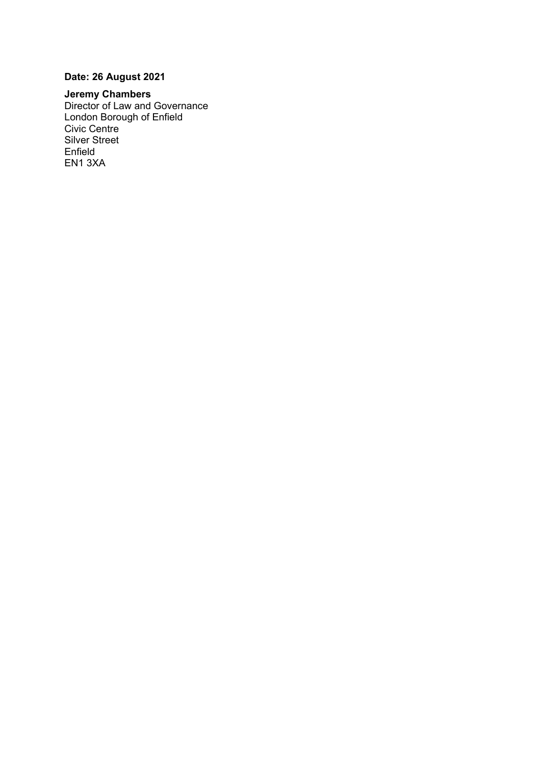**Date: 26 August 2021**

**Jeremy Chambers**
Director of Law and Governance
London Borough of Enfield
Civic Centre
Silver Street
Enfield
EN1 3XA